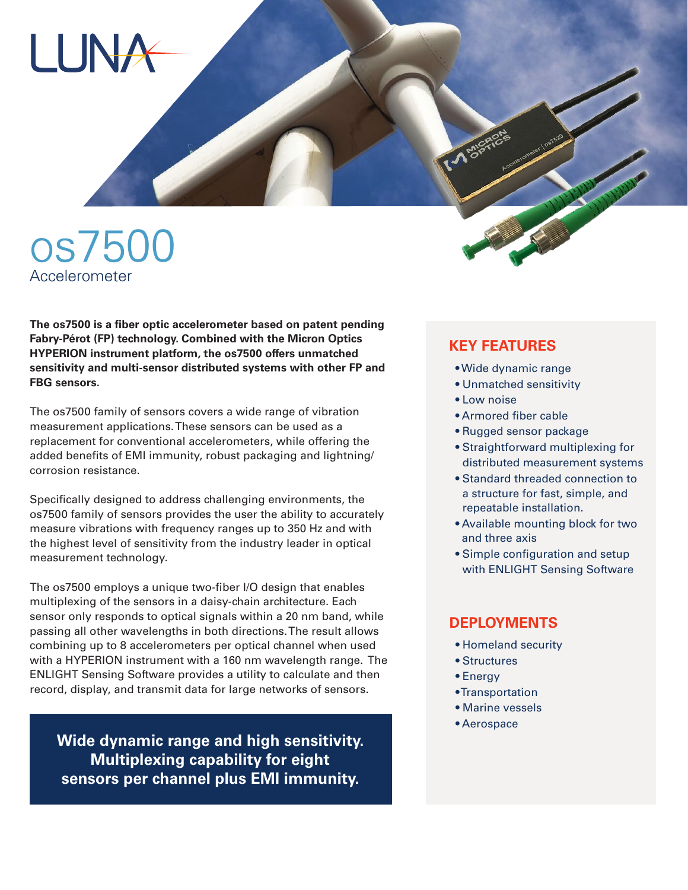LUNA

# os7500

## Accelerometer

**The os7500 is a fiber optic accelerometer based on patent pending Fabry-Pérot (FP) technology. Combined with the Micron Optics HYPERION instrument platform, the os7500 offers unmatched sensitivity and multi-sensor distributed systems with other FP and FBG sensors.**

The os7500 family of sensors covers a wide range of vibration measurement applications. These sensors can be used as a replacement for conventional accelerometers, while offering the added benefits of EMI immunity, robust packaging and lightning/corrosion resistance.

Specifically designed to address challenging environments, the os7500 family of sensors provides the user the ability to accurately measure vibrations with frequency ranges up to 350 Hz and with the highest level of sensitivity from the industry leader in optical measurement technology.

The os7500 employs a unique two-fiber I/O design that enables multiplexing of the sensors in a daisy-chain architecture. Each sensor only responds to optical signals within a 20 nm band, while passing all other wavelengths in both directions. The result allows combining up to 8 accelerometers per optical channel when used with a HYPERION instrument with a 160 nm wavelength range. The ENLIGHT Sensing Software provides a utility to calculate and then record, display, and transmit data for large networks of sensors.

**Wide dynamic range and high sensitivity. Multiplexing capability for eight sensors per channel plus EMI immunity.**

### KEY FEATURES

- Wide dynamic range
- Unmatched sensitivity
- Low noise
- Armored fiber cable
- Rugged sensor package
- Straightforward multiplexing for distributed measurement systems
- Standard threaded connection to a structure for fast, simple, and repeatable installation.
- Available mounting block for two and three axis
- Simple configuration and setup with ENLIGHT Sensing Software

### DEPLOYMENTS

- Homeland security
- Structures
- Energy
- Transportation
- Marine vessels
- Aerospace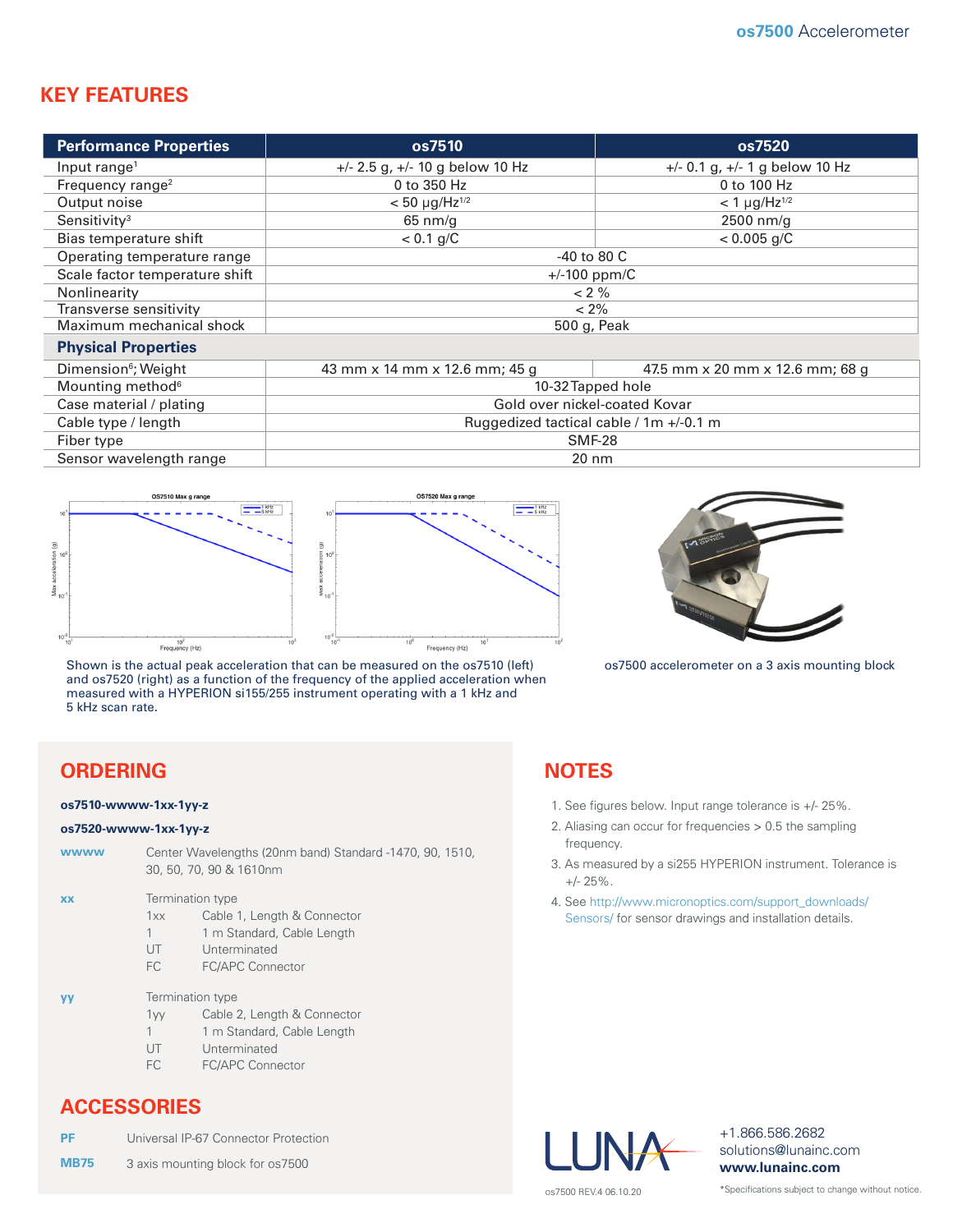## KEY FEATURES

| Performance Properties | os7510 | os7520 |
|---|---|---|
| Input range[1] | +/- 2.5 g, +/- 10 g below 10 Hz | +/- 0.1 g, +/- 1 g below 10 Hz |
| Frequency range[2] | 0 to 350 Hz | 0 to 100 Hz |
| Output noise | < 50 µg/Hz$^{1/2}$ | < 1 µg/Hz$^{1/2}$ |
| Sensitivity[3] | 65 nm/g | 2500 nm/g |
| Bias temperature shift | < 0.1 g/C | < 0.005 g/C |
| Operating temperature range | -40 to 80 C | |
| Scale factor temperature shift | +/-100 ppm/C | |
| Nonlinearity | < 2 % | |
| Transverse sensitivity | < 2% | |
| Maximum mechanical shock | 500 g, Peak | |
| **Physical Properties** | | |
| Dimension[6]; Weight | 43 mm x 14 mm x 12.6 mm; 45 g | 47.5 mm x 20 mm x 12.6 mm; 68 g |
| Mounting method[6] | 10-32 Tapped hole | |
| Case material / plating | Gold over nickel-coated Kovar | |
| Cable type / length | Ruggedized tactical cable / 1m +/-0.1 m | |
| Fiber type | SMF-28 | |
| Sensor wavelength range | 20 nm | |

OS7510 Max g range

1 kHz
5 kHz

Max acceleration (g)

Frequency (Hz)

OS7520 Max g range

1 kHz
5 kHz

Max acceleration (g)

Frequency (Hz)

Shown is the actual peak acceleration that can be measured on the os7510 (left) and os7520 (right) as a function of the frequency of the applied acceleration when measured with a HYPERION si155/255 instrument operating with a 1 kHz and 5 kHz scan rate.

os7500 accelerometer on a 3 axis mounting block

## ORDERING

**os7510-wwww-1xx-1yy-z**

**os7520-wwww-1xx-1yy-z**

**wwww** Center Wavelengths (20nm band) Standard -1470, 90, 1510, 30, 50, 70, 90 & 1610nm

**xx** Termination type
- 1xx Cable 1, Length & Connector
- 1 1 m Standard, Cable Length
- UT Unterminated
- FC FC/APC Connector

**yy** Termination type
- 1yy Cable 2, Length & Connector
- 1 1 m Standard, Cable Length
- UT Unterminated
- FC FC/APC Connector

## ACCESSORIES

**PF** Universal IP-67 Connector Protection

**MB75** 3 axis mounting block for os7500

## NOTES

1. See figures below. Input range tolerance is +/- 25%.
2. Aliasing can occur for frequencies > 0.5 the sampling frequency.
3. As measured by a si255 HYPERION instrument. Tolerance is +/- 25%.
4. See http://www.micronoptics.com/support_downloads/Sensors/ for sensor drawings and installation details.

LUNA

+1.866.586.2682
solutions@lunainc.com
**www.lunainc.com**

os7500 REV.4 06.10.20

*Specifications subject to change without notice.